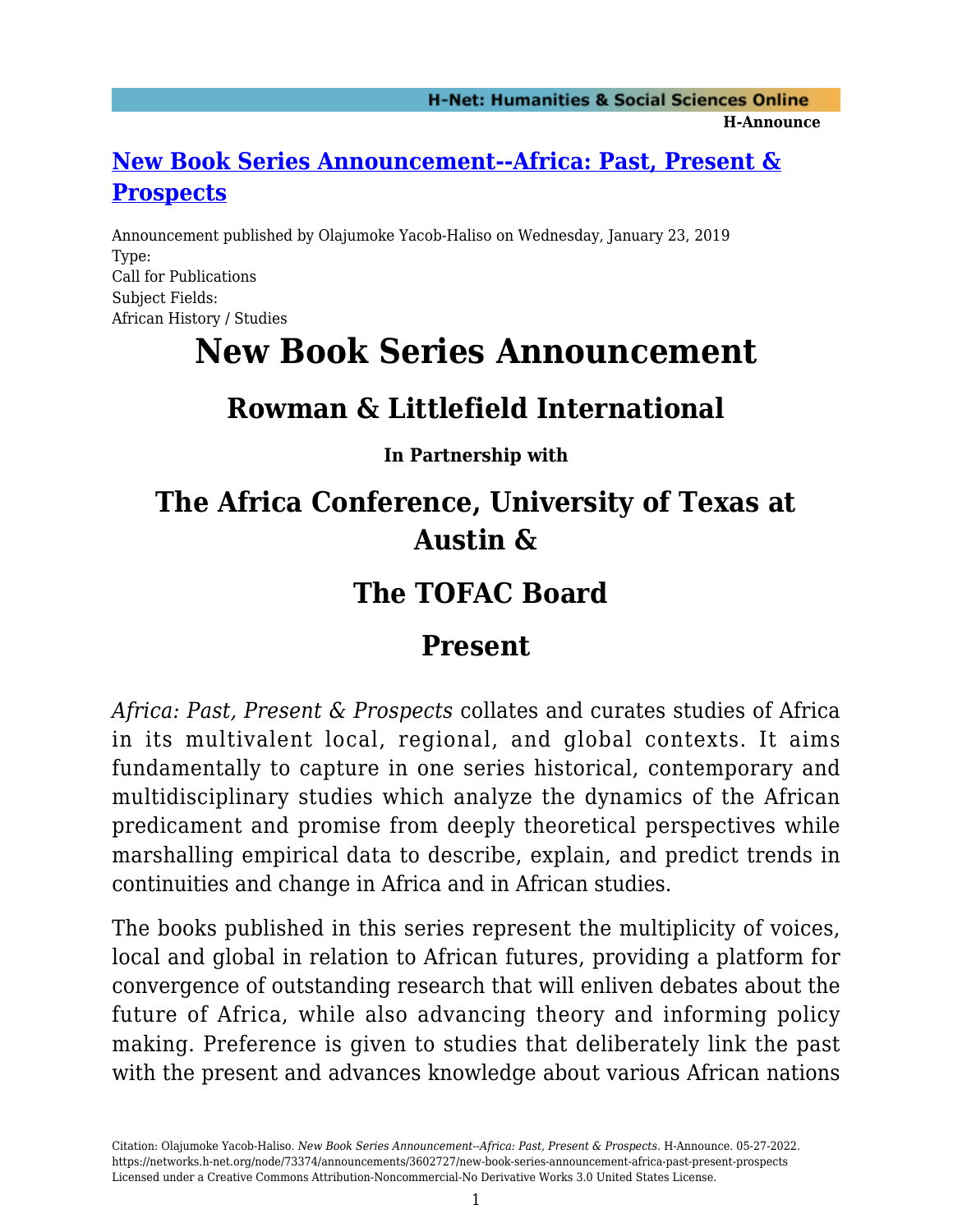# [New Book Series Announcement--Africa: Past, Present & Prospects](https://networks.h-net.org/node/73374/announcements/3602727/new-book-series-announcement-africa-past-present-prospects)

Announcement published by Olajumoke Yacob-Haliso on Wednesday, January 23, 2019

Type:
Call for Publications

Subject Fields:
African History / Studies

# New Book Series Announcement

## Rowman & Littlefield International

**In Partnership with**

## The Africa Conference, University of Texas at Austin &

## The TOFAC Board

## Present

*Africa: Past, Present & Prospects* collates and curates studies of Africa in its multivalent local, regional, and global contexts. It aims fundamentally to capture in one series historical, contemporary and multidisciplinary studies which analyze the dynamics of the African predicament and promise from deeply theoretical perspectives while marshalling empirical data to describe, explain, and predict trends in continuities and change in Africa and in African studies.

The books published in this series represent the multiplicity of voices, local and global in relation to African futures, providing a platform for convergence of outstanding research that will enliven debates about the future of Africa, while also advancing theory and informing policy making. Preference is given to studies that deliberately link the past with the present and advances knowledge about various African nations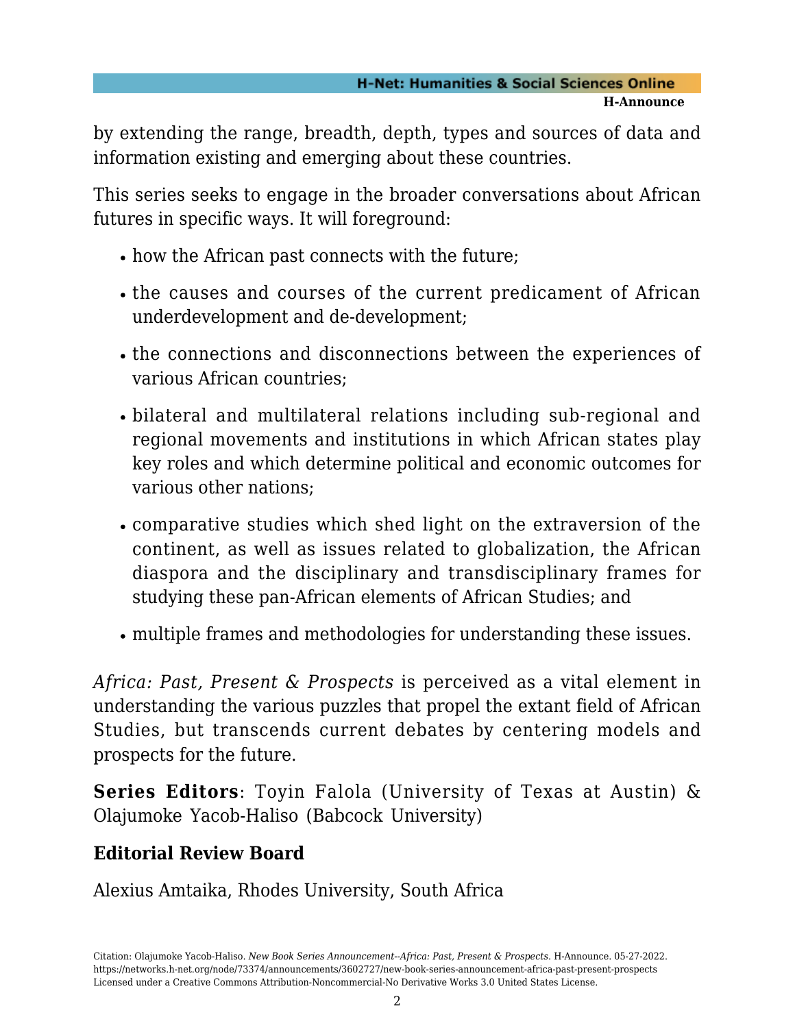by extending the range, breadth, depth, types and sources of data and information existing and emerging about these countries.

This series seeks to engage in the broader conversations about African futures in specific ways. It will foreground:

- how the African past connects with the future;
- the causes and courses of the current predicament of African underdevelopment and de-development;
- the connections and disconnections between the experiences of various African countries;
- bilateral and multilateral relations including sub-regional and regional movements and institutions in which African states play key roles and which determine political and economic outcomes for various other nations;
- comparative studies which shed light on the extraversion of the continent, as well as issues related to globalization, the African diaspora and the disciplinary and transdisciplinary frames for studying these pan-African elements of African Studies; and
- multiple frames and methodologies for understanding these issues.

*Africa: Past, Present & Prospects* is perceived as a vital element in understanding the various puzzles that propel the extant field of African Studies, but transcends current debates by centering models and prospects for the future.

**Series Editors**: Toyin Falola (University of Texas at Austin) & Olajumoke Yacob-Haliso (Babcock University)

**Editorial Review Board**

Alexius Amtaika, Rhodes University, South Africa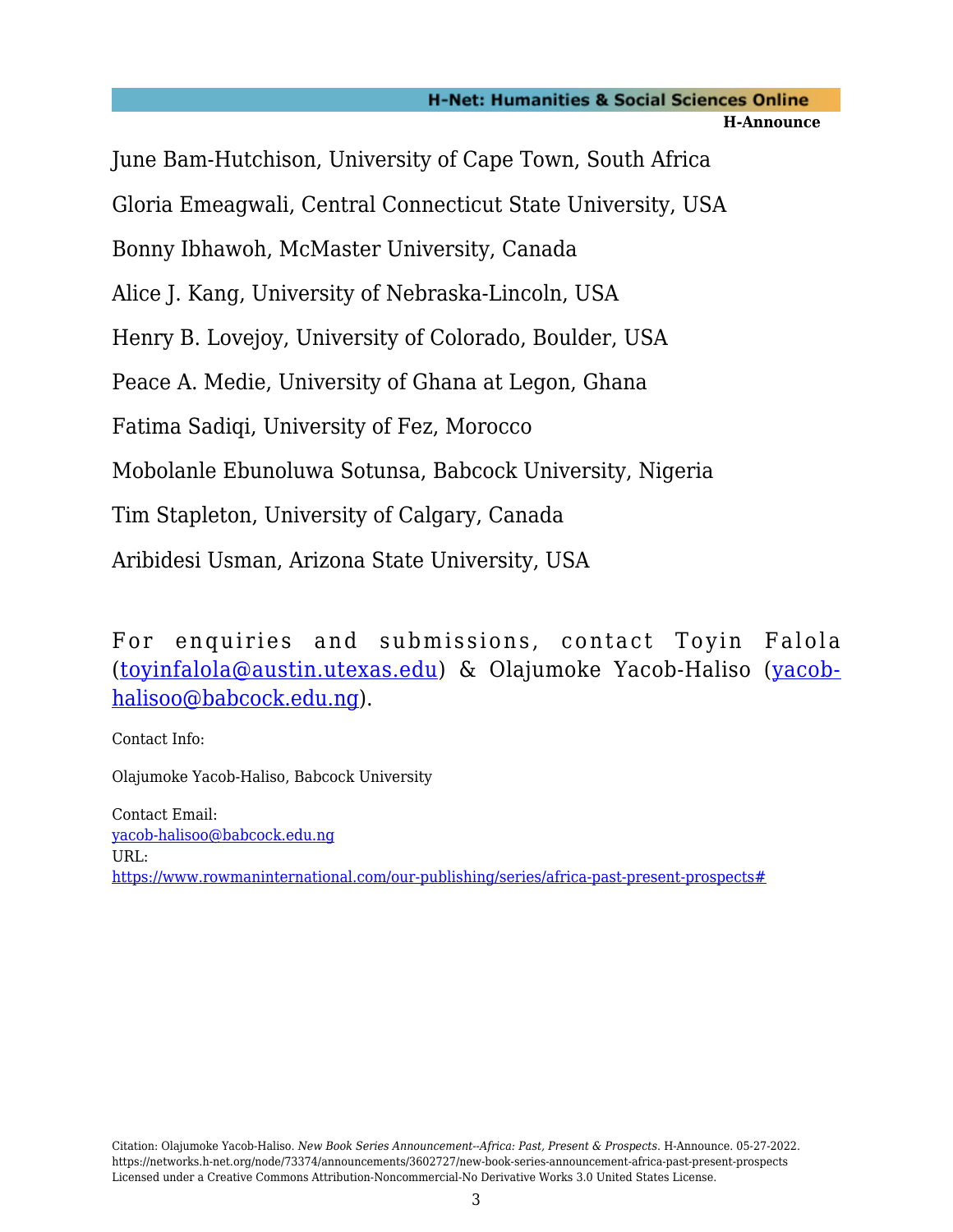June Bam-Hutchison, University of Cape Town, South Africa

Gloria Emeagwali, Central Connecticut State University, USA

Bonny Ibhawoh, McMaster University, Canada

Alice J. Kang, University of Nebraska-Lincoln, USA

Henry B. Lovejoy, University of Colorado, Boulder, USA

Peace A. Medie, University of Ghana at Legon, Ghana

Fatima Sadiqi, University of Fez, Morocco

Mobolanle Ebunoluwa Sotunsa, Babcock University, Nigeria

Tim Stapleton, University of Calgary, Canada

Aribidesi Usman, Arizona State University, USA

For enquiries and submissions, contact Toyin Falola (toyinfalola@austin.utexas.edu) & Olajumoke Yacob-Haliso (yacob-halisoo@babcock.edu.ng).

Contact Info:

Olajumoke Yacob-Haliso, Babcock University

Contact Email:
yacob-halisoo@babcock.edu.ng
URL:
https://www.rowmaninternational.com/our-publishing/series/africa-past-present-prospects#

Citation: Olajumoke Yacob-Haliso. *New Book Series Announcement--Africa: Past, Present & Prospects*. H-Announce. 05-27-2022. https://networks.h-net.org/node/73374/announcements/3602727/new-book-series-announcement-africa-past-present-prospects
Licensed under a Creative Commons Attribution-Noncommercial-No Derivative Works 3.0 United States License.